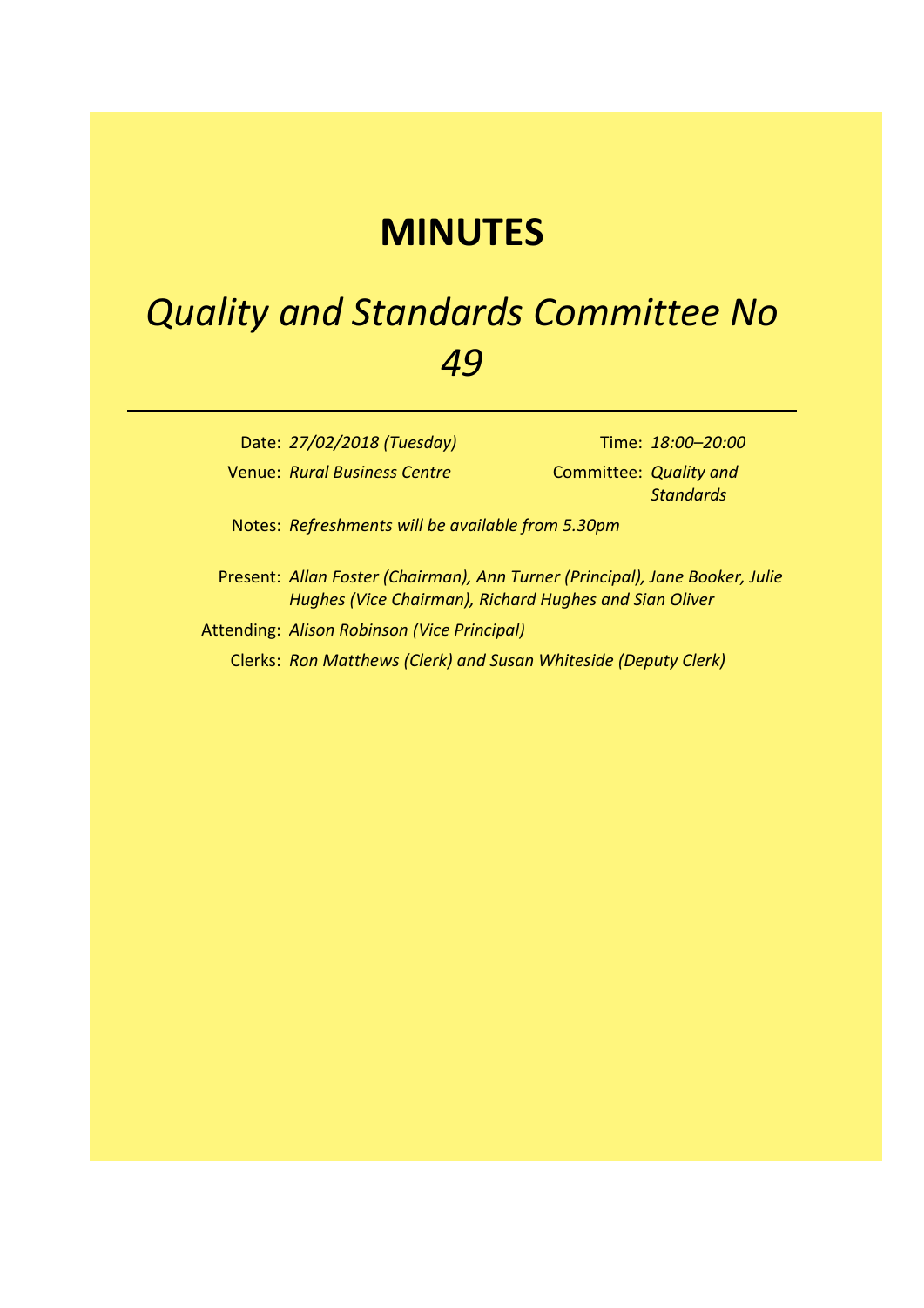# MINUTES

## *Quality and Standards Committee No 49*

---

| | | | |
|---|---|---|---|
| Date: | *27/02/2018 (Tuesday)* | Time: | *18:00–20:00* |
| Venue: | *Rural Business Centre* | Committee: | *Quality and Standards* |

Notes: *Refreshments will be available from 5.30pm*

Present: *Allan Foster (Chairman), Ann Turner (Principal), Jane Booker, Julie Hughes (Vice Chairman), Richard Hughes and Sian Oliver*

Attending: *Alison Robinson (Vice Principal)*

Clerks: *Ron Matthews (Clerk) and Susan Whiteside (Deputy Clerk)*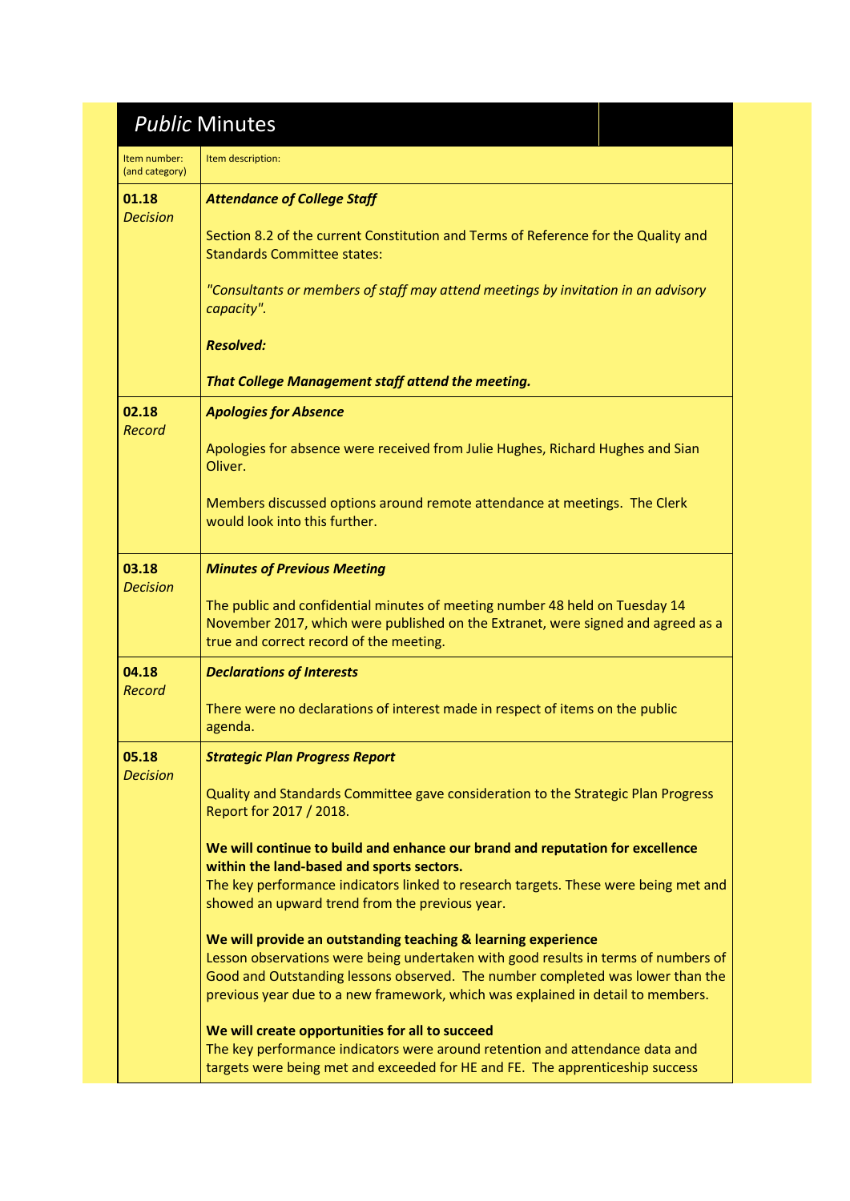## *Public* Minutes

| Item number: (and category) | Item description: |
|---|---|
| **01.18** *Decision* | ***Attendance of College Staff***<br><br>Section 8.2 of the current Constitution and Terms of Reference for the Quality and Standards Committee states:<br><br>*"Consultants or members of staff may attend meetings by invitation in an advisory capacity".*<br><br>***Resolved:***<br><br>***That College Management staff attend the meeting.*** |
| **02.18** *Record* | ***Apologies for Absence***<br><br>Apologies for absence were received from Julie Hughes, Richard Hughes and Sian Oliver.<br><br>Members discussed options around remote attendance at meetings. The Clerk would look into this further. |
| **03.18** *Decision* | ***Minutes of Previous Meeting***<br><br>The public and confidential minutes of meeting number 48 held on Tuesday 14 November 2017, which were published on the Extranet, were signed and agreed as a true and correct record of the meeting. |
| **04.18** *Record* | ***Declarations of Interests***<br><br>There were no declarations of interest made in respect of items on the public agenda. |
| **05.18** *Decision* | ***Strategic Plan Progress Report***<br><br>Quality and Standards Committee gave consideration to the Strategic Plan Progress Report for 2017 / 2018.<br><br>**We will continue to build and enhance our brand and reputation for excellence within the land-based and sports sectors.**<br>The key performance indicators linked to research targets. These were being met and showed an upward trend from the previous year.<br><br>**We will provide an outstanding teaching & learning experience**<br>Lesson observations were being undertaken with good results in terms of numbers of Good and Outstanding lessons observed. The number completed was lower than the previous year due to a new framework, which was explained in detail to members.<br><br>**We will create opportunities for all to succeed**<br>The key performance indicators were around retention and attendance data and targets were being met and exceeded for HE and FE. The apprenticeship success |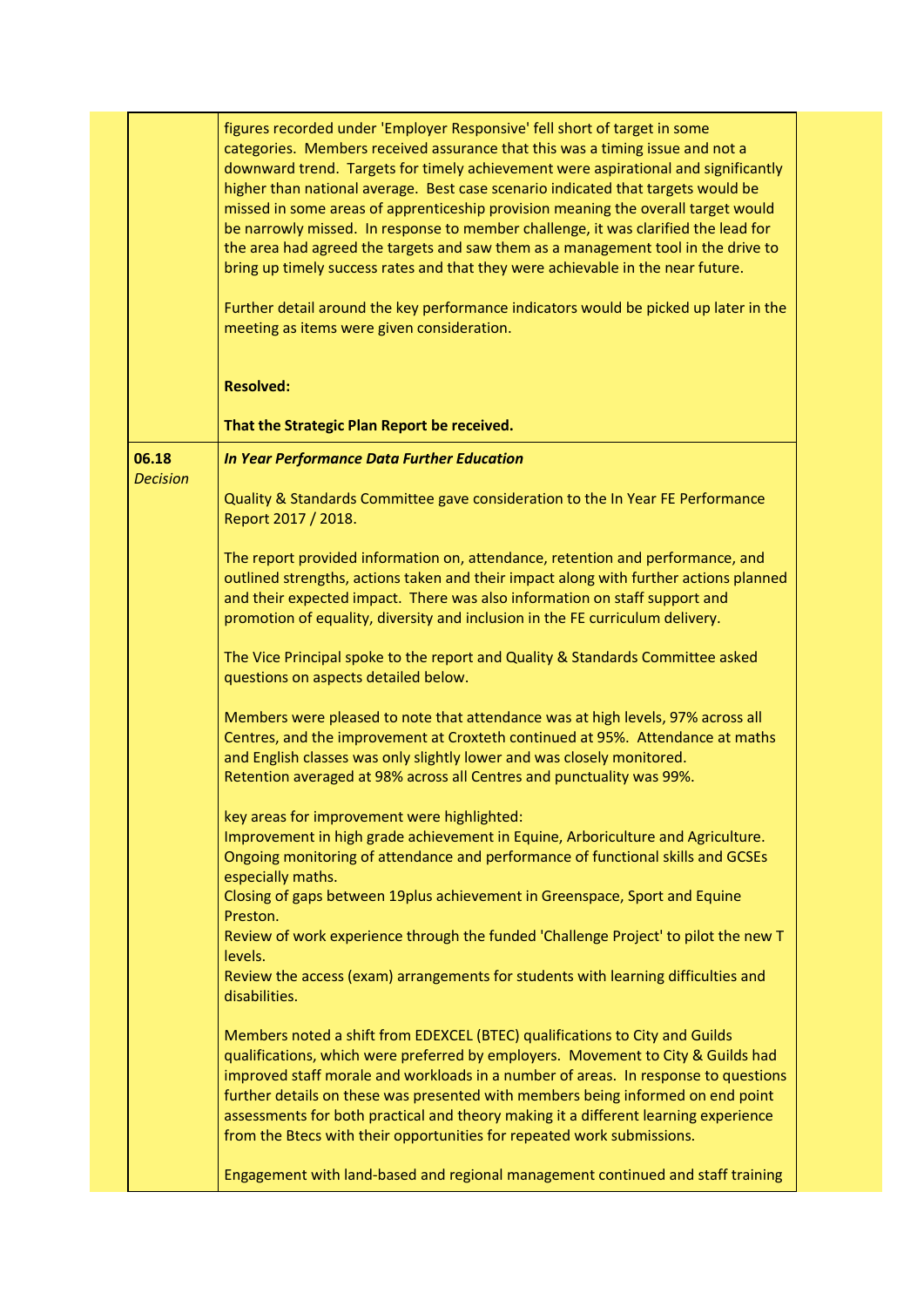| | |
|---|---|
| | figures recorded under 'Employer Responsive' fell short of target in some categories. Members received assurance that this was a timing issue and not a downward trend. Targets for timely achievement were aspirational and significantly higher than national average. Best case scenario indicated that targets would be missed in some areas of apprenticeship provision meaning the overall target would be narrowly missed. In response to member challenge, it was clarified the lead for the area had agreed the targets and saw them as a management tool in the drive to bring up timely success rates and that they were achievable in the near future.<br><br>Further detail around the key performance indicators would be picked up later in the meeting as items were given consideration.<br><br>**Resolved:**<br><br>**That the Strategic Plan Report be received.** |
| **06.18**<br>*Decision* | ***In Year Performance Data Further Education***<br><br>Quality & Standards Committee gave consideration to the In Year FE Performance Report 2017 / 2018.<br><br>The report provided information on, attendance, retention and performance, and outlined strengths, actions taken and their impact along with further actions planned and their expected impact. There was also information on staff support and promotion of equality, diversity and inclusion in the FE curriculum delivery.<br><br>The Vice Principal spoke to the report and Quality & Standards Committee asked questions on aspects detailed below.<br><br>Members were pleased to note that attendance was at high levels, 97% across all Centres, and the improvement at Croxteth continued at 95%. Attendance at maths and English classes was only slightly lower and was closely monitored.<br>Retention averaged at 98% across all Centres and punctuality was 99%.<br><br>key areas for improvement were highlighted:<br>Improvement in high grade achievement in Equine, Arboriculture and Agriculture.<br>Ongoing monitoring of attendance and performance of functional skills and GCSEs especially maths.<br>Closing of gaps between 19plus achievement in Greenspace, Sport and Equine Preston.<br>Review of work experience through the funded 'Challenge Project' to pilot the new T levels.<br>Review the access (exam) arrangements for students with learning difficulties and disabilities.<br><br>Members noted a shift from EDEXCEL (BTEC) qualifications to City and Guilds qualifications, which were preferred by employers. Movement to City & Guilds had improved staff morale and workloads in a number of areas. In response to questions further details on these was presented with members being informed on end point assessments for both practical and theory making it a different learning experience from the Btecs with their opportunities for repeated work submissions.<br><br>Engagement with land-based and regional management continued and staff training |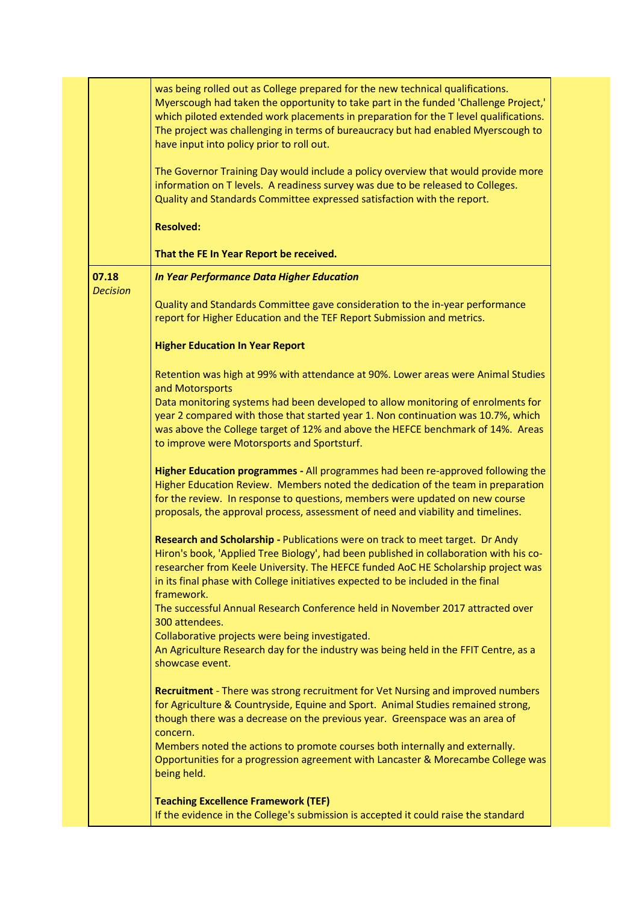| | |
|---|---|
| | was being rolled out as College prepared for the new technical qualifications. Myerscough had taken the opportunity to take part in the funded 'Challenge Project,' which piloted extended work placements in preparation for the T level qualifications. The project was challenging in terms of bureaucracy but had enabled Myerscough to have input into policy prior to roll out.<br><br>The Governor Training Day would include a policy overview that would provide more information on T levels. A readiness survey was due to be released to Colleges. Quality and Standards Committee expressed satisfaction with the report.<br><br>**Resolved:**<br><br>**That the FE In Year Report be received.** |
| **07.18**<br>*Decision* | ***In Year Performance Data Higher Education***<br><br>Quality and Standards Committee gave consideration to the in-year performance report for Higher Education and the TEF Report Submission and metrics.<br><br>**Higher Education In Year Report**<br><br>Retention was high at 99% with attendance at 90%. Lower areas were Animal Studies and Motorsports<br>Data monitoring systems had been developed to allow monitoring of enrolments for year 2 compared with those that started year 1. Non continuation was 10.7%, which was above the College target of 12% and above the HEFCE benchmark of 14%. Areas to improve were Motorsports and Sportsturf.<br><br>**Higher Education programmes -** All programmes had been re-approved following the Higher Education Review. Members noted the dedication of the team in preparation for the review. In response to questions, members were updated on new course proposals, the approval process, assessment of need and viability and timelines.<br><br>**Research and Scholarship -** Publications were on track to meet target. Dr Andy Hiron's book, 'Applied Tree Biology', had been published in collaboration with his co-researcher from Keele University. The HEFCE funded AoC HE Scholarship project was in its final phase with College initiatives expected to be included in the final framework.<br>The successful Annual Research Conference held in November 2017 attracted over 300 attendees.<br>Collaborative projects were being investigated.<br>An Agriculture Research day for the industry was being held in the FFIT Centre, as a showcase event.<br><br>**Recruitment** - There was strong recruitment for Vet Nursing and improved numbers for Agriculture & Countryside, Equine and Sport. Animal Studies remained strong, though there was a decrease on the previous year. Greenspace was an area of concern.<br>Members noted the actions to promote courses both internally and externally. Opportunities for a progression agreement with Lancaster & Morecambe College was being held.<br><br>**Teaching Excellence Framework (TEF)**<br>If the evidence in the College's submission is accepted it could raise the standard |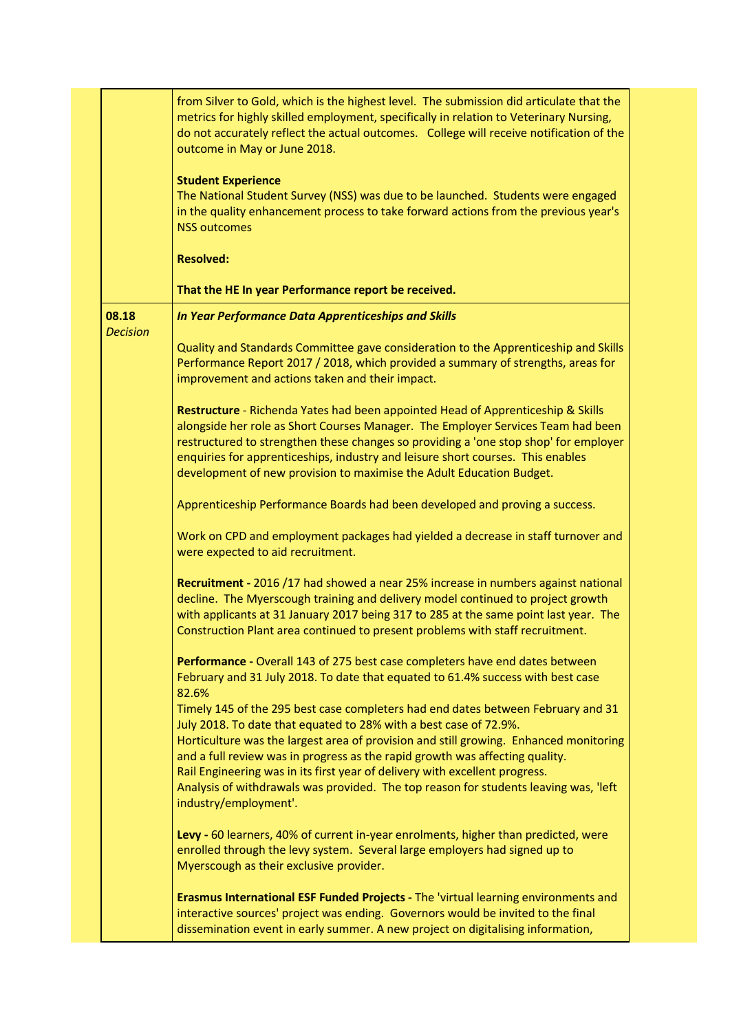| | |
|---|---|
| | from Silver to Gold, which is the highest level. The submission did articulate that the metrics for highly skilled employment, specifically in relation to Veterinary Nursing, do not accurately reflect the actual outcomes. College will receive notification of the outcome in May or June 2018.<br><br>**Student Experience**<br>The National Student Survey (NSS) was due to be launched. Students were engaged in the quality enhancement process to take forward actions from the previous year's NSS outcomes<br><br>**Resolved:**<br><br>**That the HE In year Performance report be received.** |
| **08.18**<br>*Decision* | ***In Year Performance Data Apprenticeships and Skills***<br><br>Quality and Standards Committee gave consideration to the Apprenticeship and Skills Performance Report 2017 / 2018, which provided a summary of strengths, areas for improvement and actions taken and their impact.<br><br>**Restructure** - Richenda Yates had been appointed Head of Apprenticeship & Skills alongside her role as Short Courses Manager. The Employer Services Team had been restructured to strengthen these changes so providing a 'one stop shop' for employer enquiries for apprenticeships, industry and leisure short courses. This enables development of new provision to maximise the Adult Education Budget.<br><br>Apprenticeship Performance Boards had been developed and proving a success.<br><br>Work on CPD and employment packages had yielded a decrease in staff turnover and were expected to aid recruitment.<br><br>**Recruitment -** 2016 /17 had showed a near 25% increase in numbers against national decline. The Myerscough training and delivery model continued to project growth with applicants at 31 January 2017 being 317 to 285 at the same point last year. The Construction Plant area continued to present problems with staff recruitment.<br><br>**Performance -** Overall 143 of 275 best case completers have end dates between February and 31 July 2018. To date that equated to 61.4% success with best case 82.6%<br>Timely 145 of the 295 best case completers had end dates between February and 31 July 2018. To date that equated to 28% with a best case of 72.9%.<br>Horticulture was the largest area of provision and still growing. Enhanced monitoring and a full review was in progress as the rapid growth was affecting quality.<br>Rail Engineering was in its first year of delivery with excellent progress.<br>Analysis of withdrawals was provided. The top reason for students leaving was, 'left industry/employment'.<br><br>**Levy -** 60 learners, 40% of current in-year enrolments, higher than predicted, were enrolled through the levy system. Several large employers had signed up to Myerscough as their exclusive provider.<br><br>**Erasmus International ESF Funded Projects -** The 'virtual learning environments and interactive sources' project was ending. Governors would be invited to the final dissemination event in early summer. A new project on digitalising information, |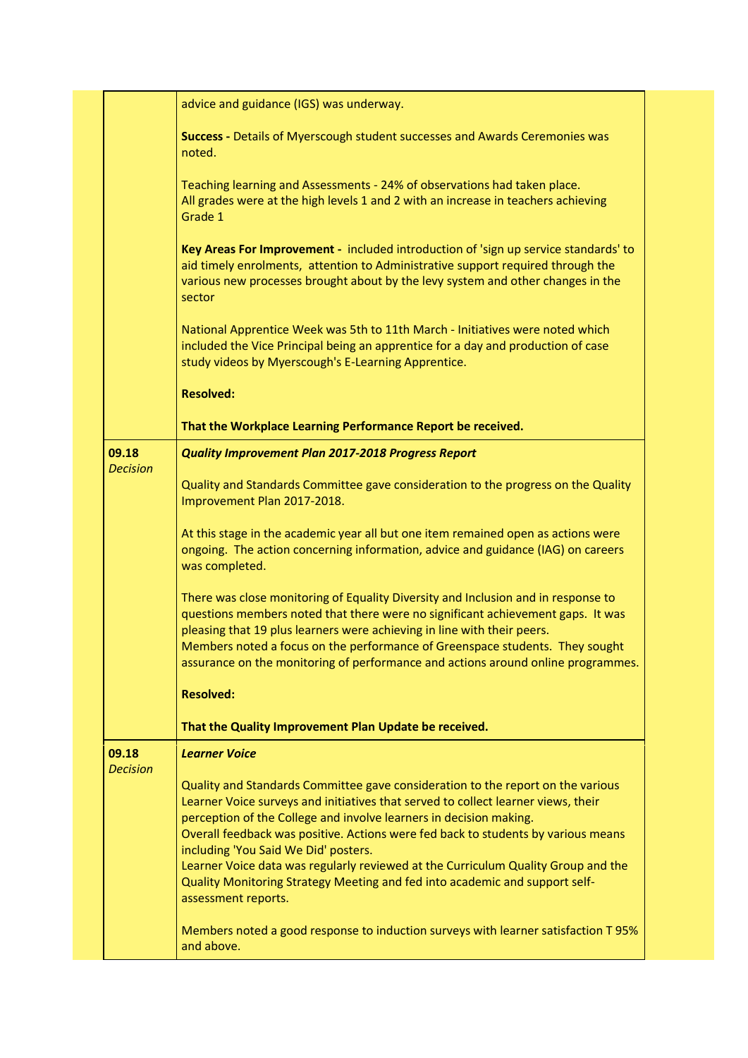| | |
|---|---|
| | advice and guidance (IGS) was underway.<br><br>**Success -** Details of Myerscough student successes and Awards Ceremonies was noted.<br><br>Teaching learning and Assessments - 24% of observations had taken place. All grades were at the high levels 1 and 2 with an increase in teachers achieving Grade 1<br><br>**Key Areas For Improvement -** included introduction of 'sign up service standards' to aid timely enrolments, attention to Administrative support required through the various new processes brought about by the levy system and other changes in the sector<br><br>National Apprentice Week was 5th to 11th March - Initiatives were noted which included the Vice Principal being an apprentice for a day and production of case study videos by Myerscough's E-Learning Apprentice.<br><br>**Resolved:**<br><br>**That the Workplace Learning Performance Report be received.** |
| **09.18**<br>*Decision* | ***Quality Improvement Plan 2017-2018 Progress Report***<br><br>Quality and Standards Committee gave consideration to the progress on the Quality Improvement Plan 2017-2018.<br><br>At this stage in the academic year all but one item remained open as actions were ongoing. The action concerning information, advice and guidance (IAG) on careers was completed.<br><br>There was close monitoring of Equality Diversity and Inclusion and in response to questions members noted that there were no significant achievement gaps. It was pleasing that 19 plus learners were achieving in line with their peers.<br>Members noted a focus on the performance of Greenspace students. They sought assurance on the monitoring of performance and actions around online programmes.<br><br>**Resolved:**<br><br>**That the Quality Improvement Plan Update be received.** |
| **09.18**<br>*Decision* | ***Learner Voice***<br><br>Quality and Standards Committee gave consideration to the report on the various Learner Voice surveys and initiatives that served to collect learner views, their perception of the College and involve learners in decision making.<br>Overall feedback was positive. Actions were fed back to students by various means including 'You Said We Did' posters.<br>Learner Voice data was regularly reviewed at the Curriculum Quality Group and the Quality Monitoring Strategy Meeting and fed into academic and support self-assessment reports.<br><br>Members noted a good response to induction surveys with learner satisfaction T 95% and above. |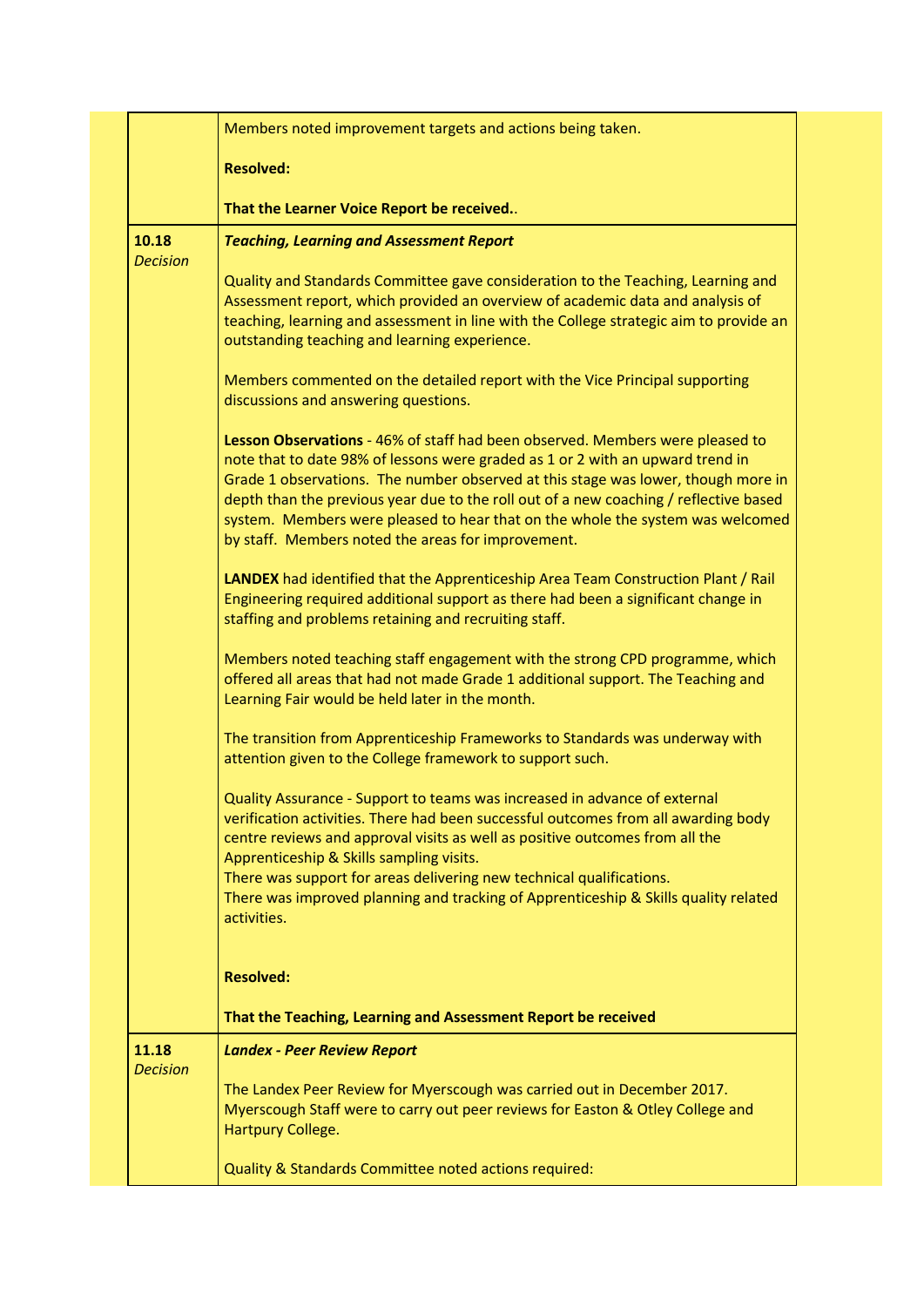| | |
|---|---|
| | Members noted improvement targets and actions being taken.<br><br>**Resolved:**<br><br>**That the Learner Voice Report be received.**. |
| **10.18**<br>*Decision* | ***Teaching, Learning and Assessment Report***<br><br>Quality and Standards Committee gave consideration to the Teaching, Learning and Assessment report, which provided an overview of academic data and analysis of teaching, learning and assessment in line with the College strategic aim to provide an outstanding teaching and learning experience.<br><br>Members commented on the detailed report with the Vice Principal supporting discussions and answering questions.<br><br>**Lesson Observations** - 46% of staff had been observed. Members were pleased to note that to date 98% of lessons were graded as 1 or 2 with an upward trend in Grade 1 observations. The number observed at this stage was lower, though more in depth than the previous year due to the roll out of a new coaching / reflective based system. Members were pleased to hear that on the whole the system was welcomed by staff. Members noted the areas for improvement.<br><br>**LANDEX** had identified that the Apprenticeship Area Team Construction Plant / Rail Engineering required additional support as there had been a significant change in staffing and problems retaining and recruiting staff.<br><br>Members noted teaching staff engagement with the strong CPD programme, which offered all areas that had not made Grade 1 additional support. The Teaching and Learning Fair would be held later in the month.<br><br>The transition from Apprenticeship Frameworks to Standards was underway with attention given to the College framework to support such.<br><br>Quality Assurance - Support to teams was increased in advance of external verification activities. There had been successful outcomes from all awarding body centre reviews and approval visits as well as positive outcomes from all the Apprenticeship & Skills sampling visits.<br>There was support for areas delivering new technical qualifications.<br>There was improved planning and tracking of Apprenticeship & Skills quality related activities.<br><br>**Resolved:**<br><br>**That the Teaching, Learning and Assessment Report be received** |
| **11.18**<br>*Decision* | ***Landex - Peer Review Report***<br><br>The Landex Peer Review for Myerscough was carried out in December 2017. Myerscough Staff were to carry out peer reviews for Easton & Otley College and Hartpury College.<br><br>Quality & Standards Committee noted actions required: |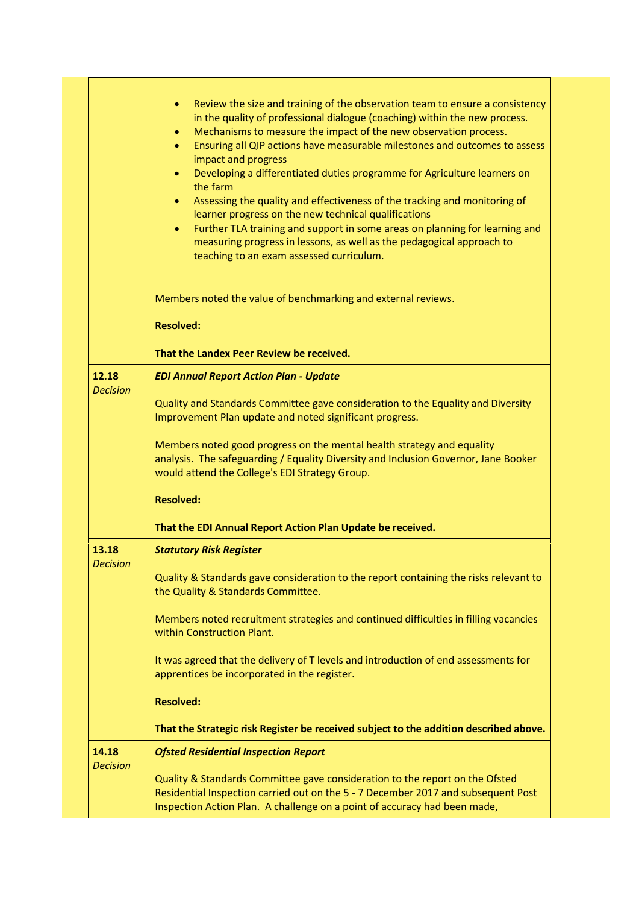| | |
|---|---|
| | • Review the size and training of the observation team to ensure a consistency in the quality of professional dialogue (coaching) within the new process.<br>• Mechanisms to measure the impact of the new observation process.<br>• Ensuring all QIP actions have measurable milestones and outcomes to assess impact and progress<br>• Developing a differentiated duties programme for Agriculture learners on the farm<br>• Assessing the quality and effectiveness of the tracking and monitoring of learner progress on the new technical qualifications<br>• Further TLA training and support in some areas on planning for learning and measuring progress in lessons, as well as the pedagogical approach to teaching to an exam assessed curriculum.<br><br>Members noted the value of benchmarking and external reviews.<br><br>**Resolved:**<br><br>**That the Landex Peer Review be received.** |
| **12.18**<br>*Decision* | ***EDI Annual Report Action Plan - Update***<br><br>Quality and Standards Committee gave consideration to the Equality and Diversity Improvement Plan update and noted significant progress.<br><br>Members noted good progress on the mental health strategy and equality analysis. The safeguarding / Equality Diversity and Inclusion Governor, Jane Booker would attend the College's EDI Strategy Group.<br><br>**Resolved:**<br><br>**That the EDI Annual Report Action Plan Update be received.** |
| **13.18**<br>*Decision* | ***Statutory Risk Register***<br><br>Quality & Standards gave consideration to the report containing the risks relevant to the Quality & Standards Committee.<br><br>Members noted recruitment strategies and continued difficulties in filling vacancies within Construction Plant.<br><br>It was agreed that the delivery of T levels and introduction of end assessments for apprentices be incorporated in the register.<br><br>**Resolved:**<br><br>**That the Strategic risk Register be received subject to the addition described above.** |
| **14.18**<br>*Decision* | ***Ofsted Residential Inspection Report***<br><br>Quality & Standards Committee gave consideration to the report on the Ofsted Residential Inspection carried out on the 5 - 7 December 2017 and subsequent Post Inspection Action Plan. A challenge on a point of accuracy had been made, |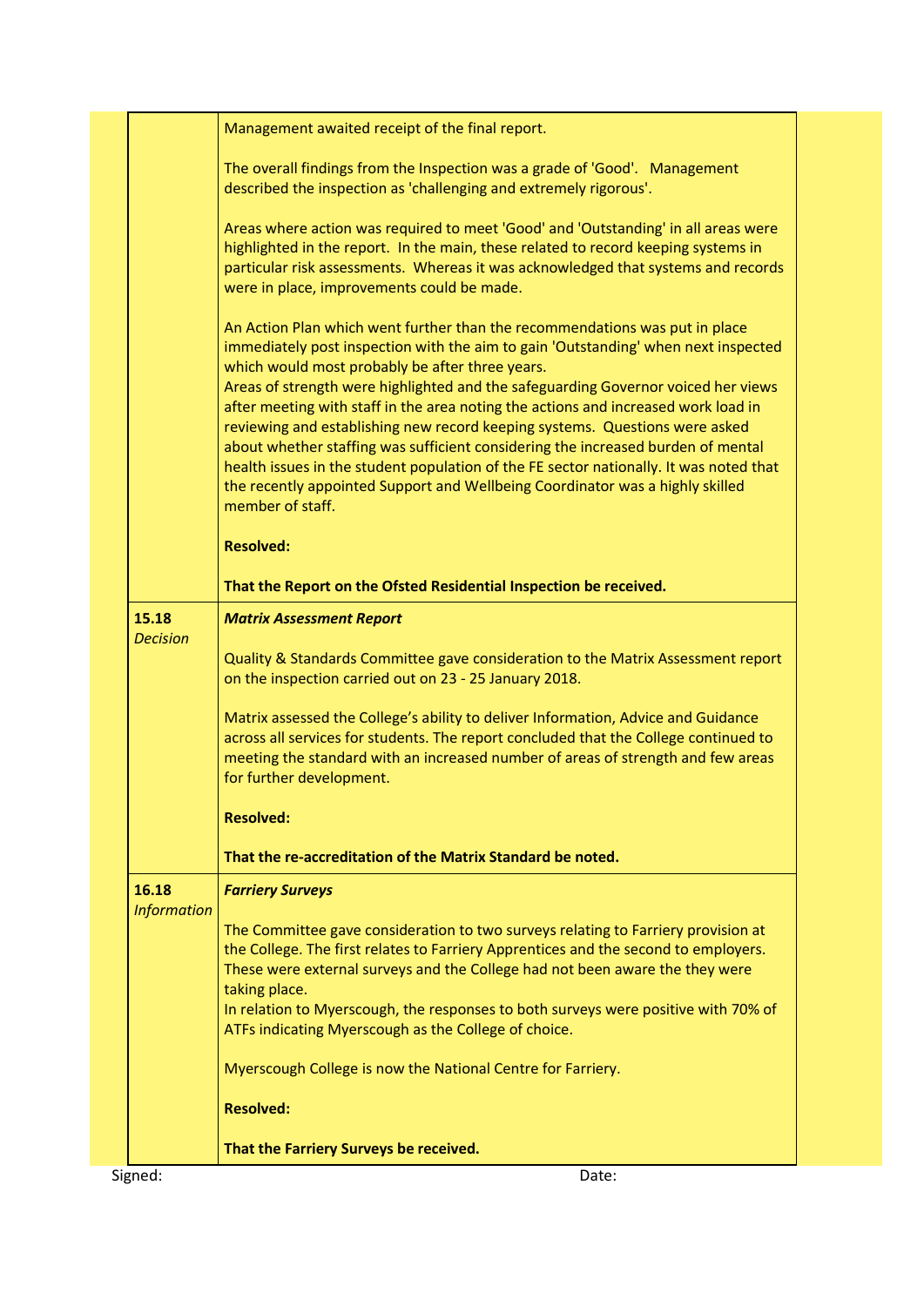| | |
|---|---|
| | Management awaited receipt of the final report.<br><br>The overall findings from the Inspection was a grade of 'Good'. Management described the inspection as 'challenging and extremely rigorous'.<br><br>Areas where action was required to meet 'Good' and 'Outstanding' in all areas were highlighted in the report. In the main, these related to record keeping systems in particular risk assessments. Whereas it was acknowledged that systems and records were in place, improvements could be made.<br><br>An Action Plan which went further than the recommendations was put in place immediately post inspection with the aim to gain 'Outstanding' when next inspected which would most probably be after three years.<br>Areas of strength were highlighted and the safeguarding Governor voiced her views after meeting with staff in the area noting the actions and increased work load in reviewing and establishing new record keeping systems. Questions were asked about whether staffing was sufficient considering the increased burden of mental health issues in the student population of the FE sector nationally. It was noted that the recently appointed Support and Wellbeing Coordinator was a highly skilled member of staff.<br><br>**Resolved:**<br><br>**That the Report on the Ofsted Residential Inspection be received.** |
| **15.18**<br>*Decision* | ***Matrix Assessment Report***<br><br>Quality & Standards Committee gave consideration to the Matrix Assessment report on the inspection carried out on 23 - 25 January 2018.<br><br>Matrix assessed the College's ability to deliver Information, Advice and Guidance across all services for students. The report concluded that the College continued to meeting the standard with an increased number of areas of strength and few areas for further development.<br><br>**Resolved:**<br><br>**That the re-accreditation of the Matrix Standard be noted.** |
| **16.18**<br>*Information* | ***Farriery Surveys***<br><br>The Committee gave consideration to two surveys relating to Farriery provision at the College. The first relates to Farriery Apprentices and the second to employers. These were external surveys and the College had not been aware the they were taking place.<br>In relation to Myerscough, the responses to both surveys were positive with 70% of ATFs indicating Myerscough as the College of choice.<br><br>Myerscough College is now the National Centre for Farriery.<br><br>**Resolved:**<br><br>**That the Farriery Surveys be received.** |

Signed: Date: